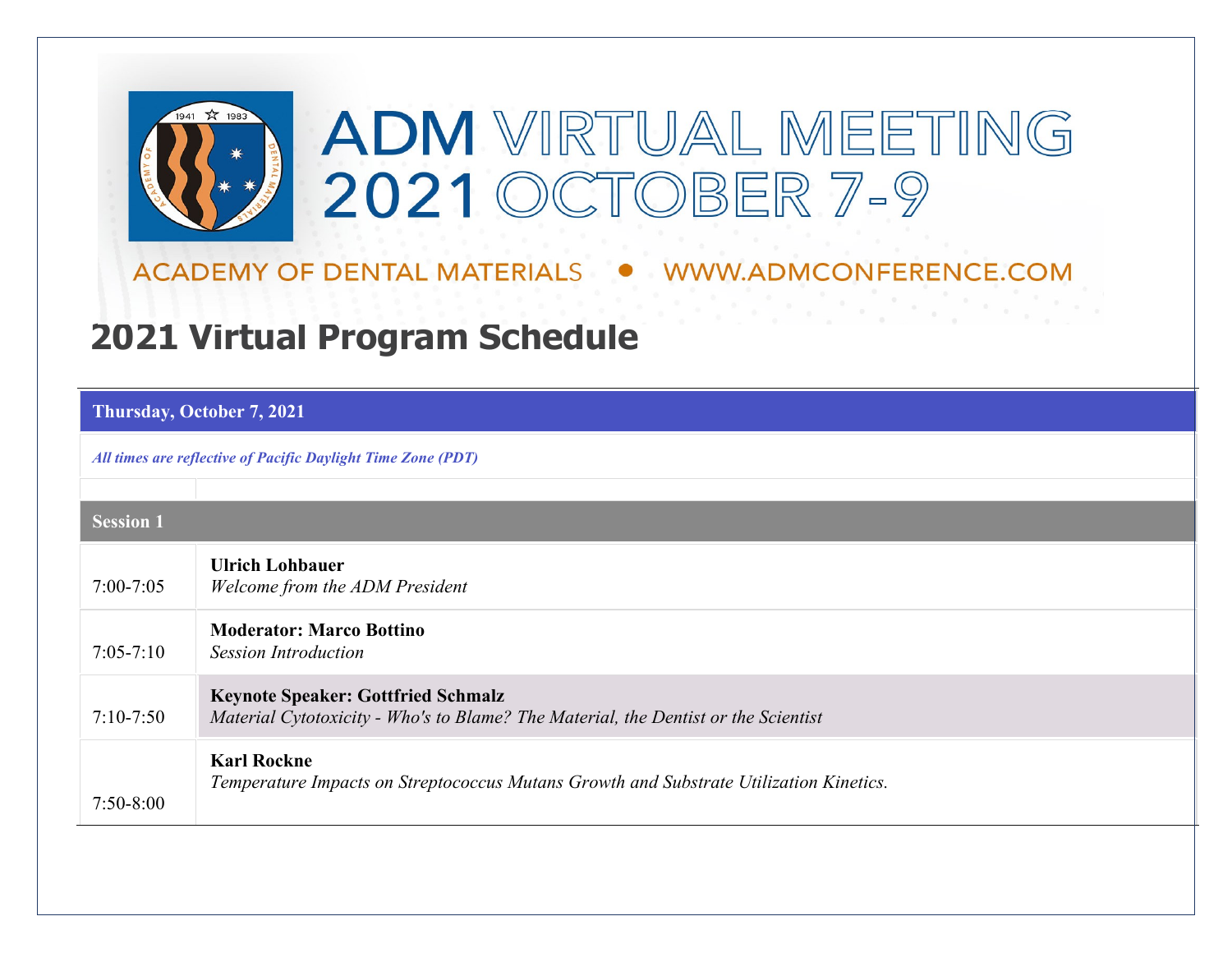# ADM VIRTUAL MEETING 2021 OCTOBER 7-9

ACADEMY OF DENTAL MATERIALS • WWW.ADMCONFERENCE.COM

## 2021 Virtual Program Schedule

| **Thursday, October 7, 2021** | |
|---|---|
| ***All times are reflective of Pacific Daylight Time Zone (PDT)*** | |
| | |
| **Session 1** | |
| 7:00-7:05 | **Ulrich Lohbauer**<br>*Welcome from the ADM President* |
| 7:05-7:10 | **Moderator: Marco Bottino**<br>*Session Introduction* |
| 7:10-7:50 | **Keynote Speaker: Gottfried Schmalz**<br>*Material Cytotoxicity - Who's to Blame? The Material, the Dentist or the Scientist* |
| 7:50-8:00 | **Karl Rockne**<br>*Temperature Impacts on Streptococcus Mutans Growth and Substrate Utilization Kinetics.* |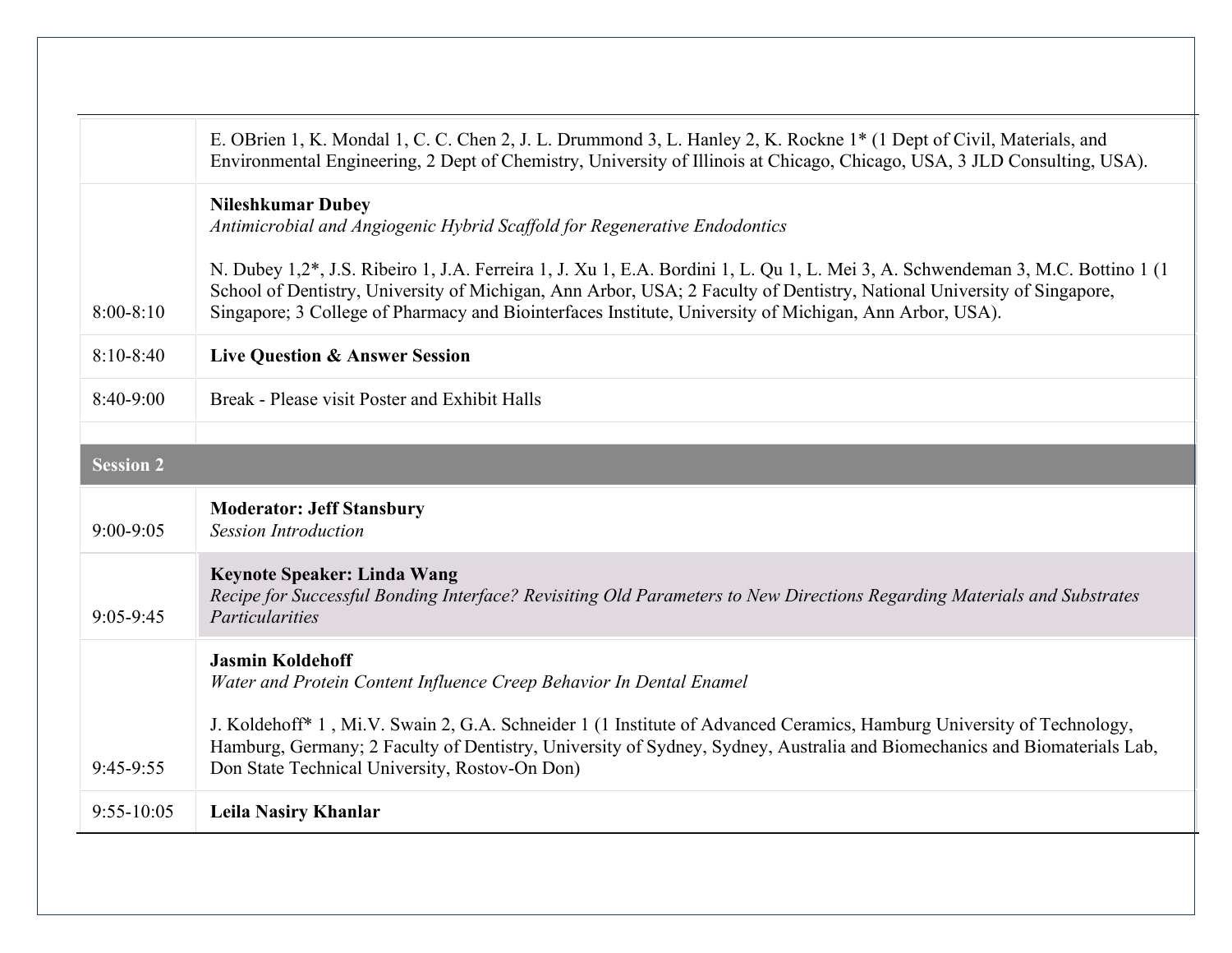| | |
|---|---|
| | E. OBrien 1, K. Mondal 1, C. C. Chen 2, J. L. Drummond 3, L. Hanley 2, K. Rockne 1* (1 Dept of Civil, Materials, and Environmental Engineering, 2 Dept of Chemistry, University of Illinois at Chicago, Chicago, USA, 3 JLD Consulting, USA). |
| 8:00-8:10 | **Nileshkumar Dubey**<br>*Antimicrobial and Angiogenic Hybrid Scaffold for Regenerative Endodontics*<br><br>N. Dubey 1,2*, J.S. Ribeiro 1, J.A. Ferreira 1, J. Xu 1, E.A. Bordini 1, L. Qu 1, L. Mei 3, A. Schwendeman 3, M.C. Bottino 1 (1 School of Dentistry, University of Michigan, Ann Arbor, USA; 2 Faculty of Dentistry, National University of Singapore, Singapore; 3 College of Pharmacy and Biointerfaces Institute, University of Michigan, Ann Arbor, USA). |
| 8:10-8:40 | **Live Question & Answer Session** |
| 8:40-9:00 | Break - Please visit Poster and Exhibit Halls |
| | |
| **Session 2** | |
| 9:00-9:05 | **Moderator: Jeff Stansbury**<br>*Session Introduction* |
| 9:05-9:45 | **Keynote Speaker: Linda Wang**<br>*Recipe for Successful Bonding Interface? Revisiting Old Parameters to New Directions Regarding Materials and Substrates Particularities* |
| 9:45-9:55 | **Jasmin Koldehoff**<br>*Water and Protein Content Influence Creep Behavior In Dental Enamel*<br><br>J. Koldehoff* 1 , Mi.V. Swain 2, G.A. Schneider 1 (1 Institute of Advanced Ceramics, Hamburg University of Technology, Hamburg, Germany; 2 Faculty of Dentistry, University of Sydney, Sydney, Australia and Biomechanics and Biomaterials Lab, Don State Technical University, Rostov-On Don) |
| 9:55-10:05 | **Leila Nasiry Khanlar** |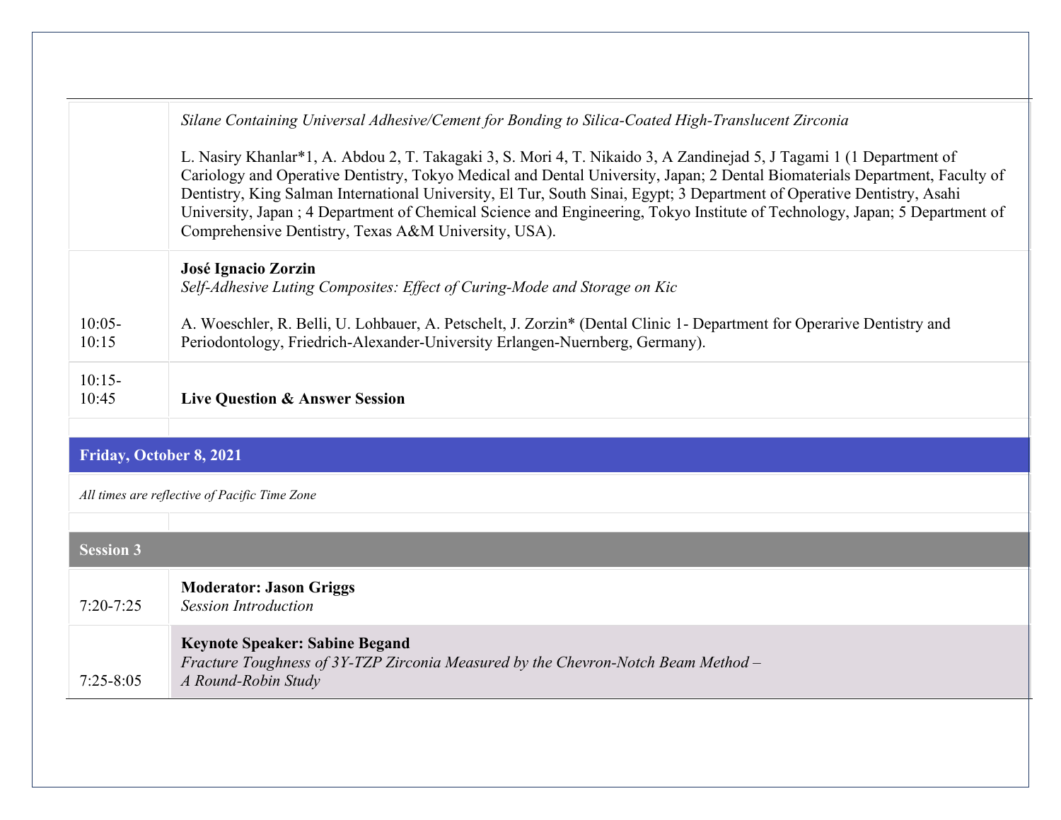| | |
|---|---|
| | *Silane Containing Universal Adhesive/Cement for Bonding to Silica-Coated High-Translucent Zirconia*<br><br>L. Nasiry Khanlar*1, A. Abdou 2, T. Takagaki 3, S. Mori 4, T. Nikaido 3, A Zandinejad 5, J Tagami 1 (1 Department of Cariology and Operative Dentistry, Tokyo Medical and Dental University, Japan; 2 Dental Biomaterials Department, Faculty of Dentistry, King Salman International University, El Tur, South Sinai, Egypt; 3 Department of Operative Dentistry, Asahi University, Japan ; 4 Department of Chemical Science and Engineering, Tokyo Institute of Technology, Japan; 5 Department of Comprehensive Dentistry, Texas A&M University, USA). |
| 10:05-10:15 | **José Ignacio Zorzin**<br>*Self-Adhesive Luting Composites: Effect of Curing-Mode and Storage on Kic*<br><br>A. Woeschler, R. Belli, U. Lohbauer, A. Petschelt, J. Zorzin* (Dental Clinic 1- Department for Operarive Dentistry and Periodontology, Friedrich-Alexander-University Erlangen-Nuernberg, Germany). |
| 10:15-10:45 | **Live Question & Answer Session** |

**Friday, October 8, 2021**

*All times are reflective of Pacific Time Zone*

**Session 3**

| | |
|---|---|
| 7:20-7:25 | **Moderator: Jason Griggs**<br>*Session Introduction* |
| 7:25-8:05 | **Keynote Speaker: Sabine Begand**<br>*Fracture Toughness of 3Y-TZP Zirconia Measured by the Chevron-Notch Beam Method – A Round-Robin Study* |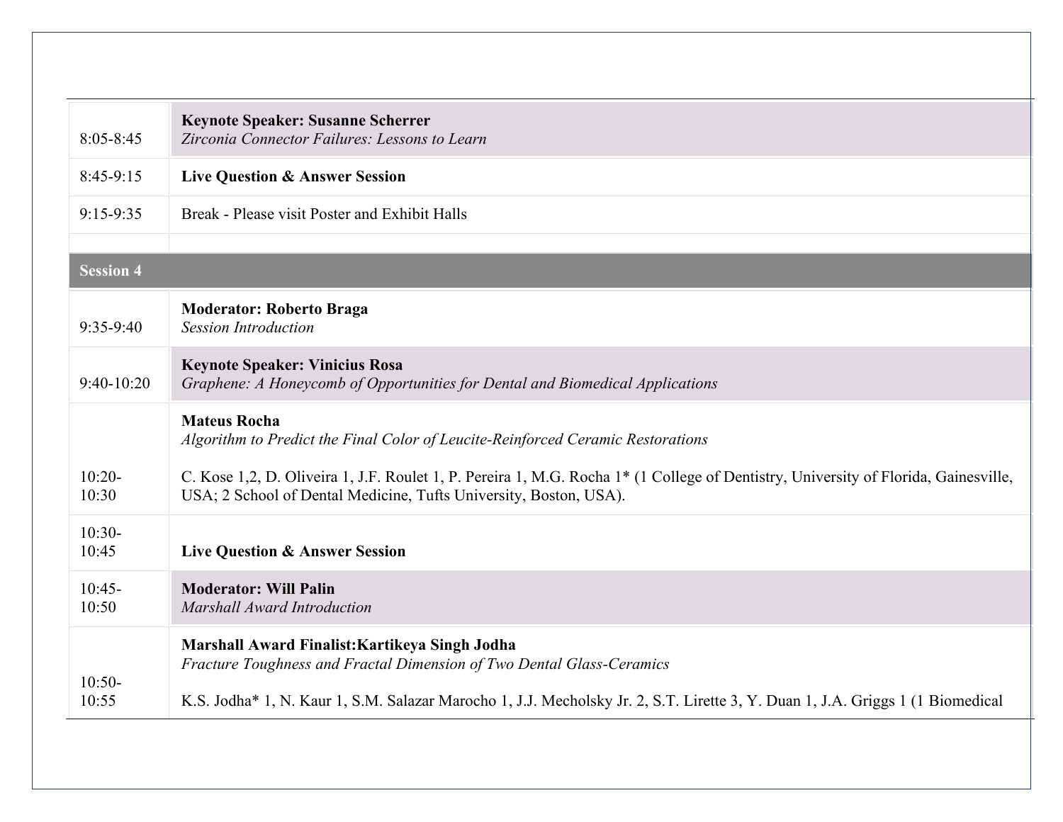| | |
|---|---|
| 8:05-8:45 | **Keynote Speaker: Susanne Scherrer**<br>*Zirconia Connector Failures: Lessons to Learn* |
| 8:45-9:15 | **Live Question & Answer Session** |
| 9:15-9:35 | Break - Please visit Poster and Exhibit Halls |
| | |
| **Session 4** | |
| 9:35-9:40 | **Moderator: Roberto Braga**<br>*Session Introduction* |
| 9:40-10:20 | **Keynote Speaker: Vinicius Rosa**<br>*Graphene: A Honeycomb of Opportunities for Dental and Biomedical Applications* |
| 10:20-10:30 | **Mateus Rocha**<br>*Algorithm to Predict the Final Color of Leucite-Reinforced Ceramic Restorations*<br><br>C. Kose 1,2, D. Oliveira 1, J.F. Roulet 1, P. Pereira 1, M.G. Rocha 1* (1 College of Dentistry, University of Florida, Gainesville, USA; 2 School of Dental Medicine, Tufts University, Boston, USA). |
| 10:30-10:45 | **Live Question & Answer Session** |
| 10:45-10:50 | **Moderator: Will Palin**<br>*Marshall Award Introduction* |
| 10:50-10:55 | **Marshall Award Finalist:Kartikeya Singh Jodha**<br>*Fracture Toughness and Fractal Dimension of Two Dental Glass-Ceramics*<br><br>K.S. Jodha* 1, N. Kaur 1, S.M. Salazar Marocho 1, J.J. Mecholsky Jr. 2, S.T. Lirette 3, Y. Duan 1, J.A. Griggs 1 (1 Biomedical |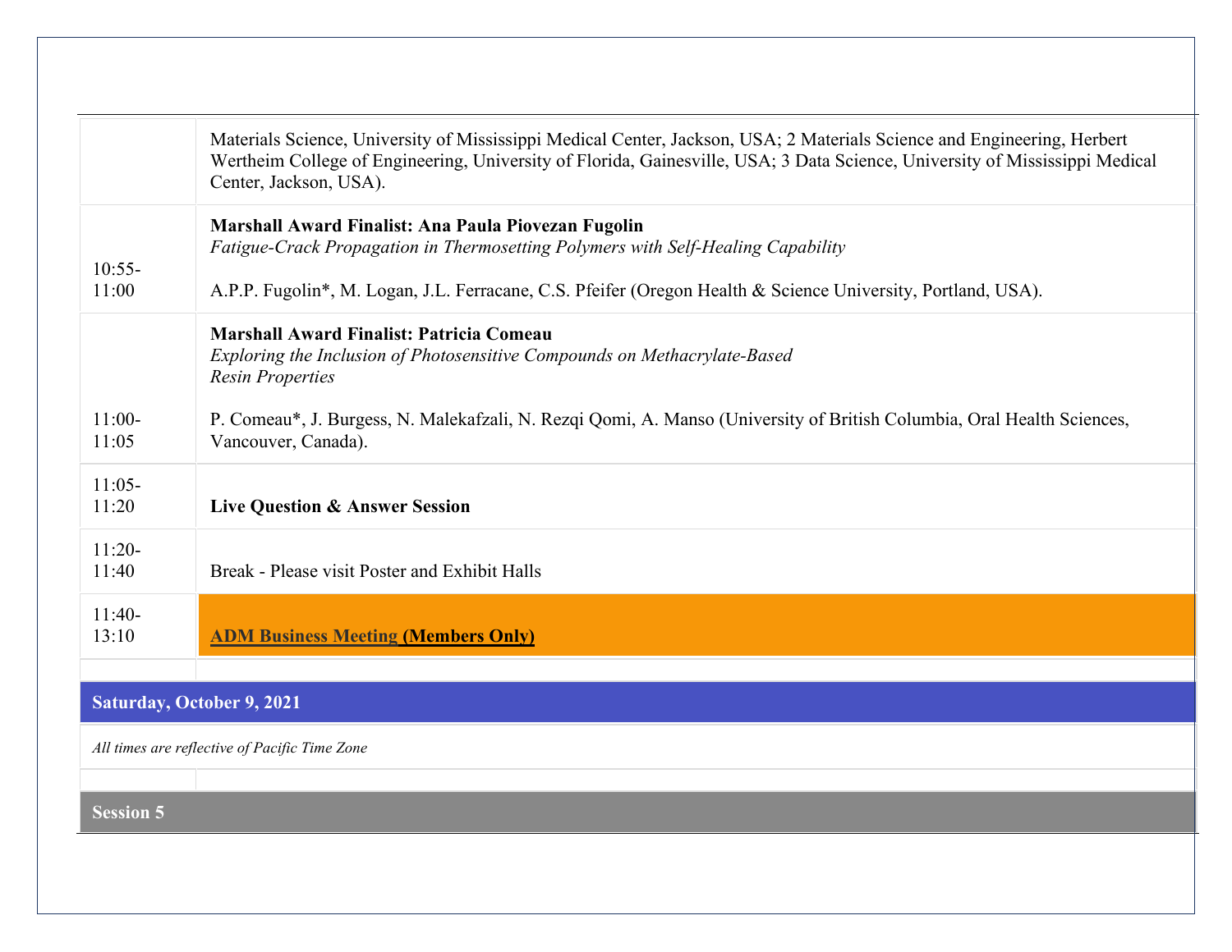| | |
|---|---|
| | Materials Science, University of Mississippi Medical Center, Jackson, USA; 2 Materials Science and Engineering, Herbert Wertheim College of Engineering, University of Florida, Gainesville, USA; 3 Data Science, University of Mississippi Medical Center, Jackson, USA). |
| 10:55-11:00 | **Marshall Award Finalist: Ana Paula Piovezan Fugolin**<br>*Fatigue-Crack Propagation in Thermosetting Polymers with Self-Healing Capability*<br><br>A.P.P. Fugolin*, M. Logan, J.L. Ferracane, C.S. Pfeifer (Oregon Health & Science University, Portland, USA). |
| 11:00-11:05 | **Marshall Award Finalist: Patricia Comeau**<br>*Exploring the Inclusion of Photosensitive Compounds on Methacrylate-Based Resin Properties*<br><br>P. Comeau*, J. Burgess, N. Malekafzali, N. Rezqi Qomi, A. Manso (University of British Columbia, Oral Health Sciences, Vancouver, Canada). |
| 11:05-11:20 | **Live Question & Answer Session** |
| 11:20-11:40 | Break - Please visit Poster and Exhibit Halls |
| 11:40-13:10 | **ADM Business Meeting (Members Only)** |
| | |

**Saturday, October 9, 2021**

*All times are reflective of Pacific Time Zone*

**Session 5**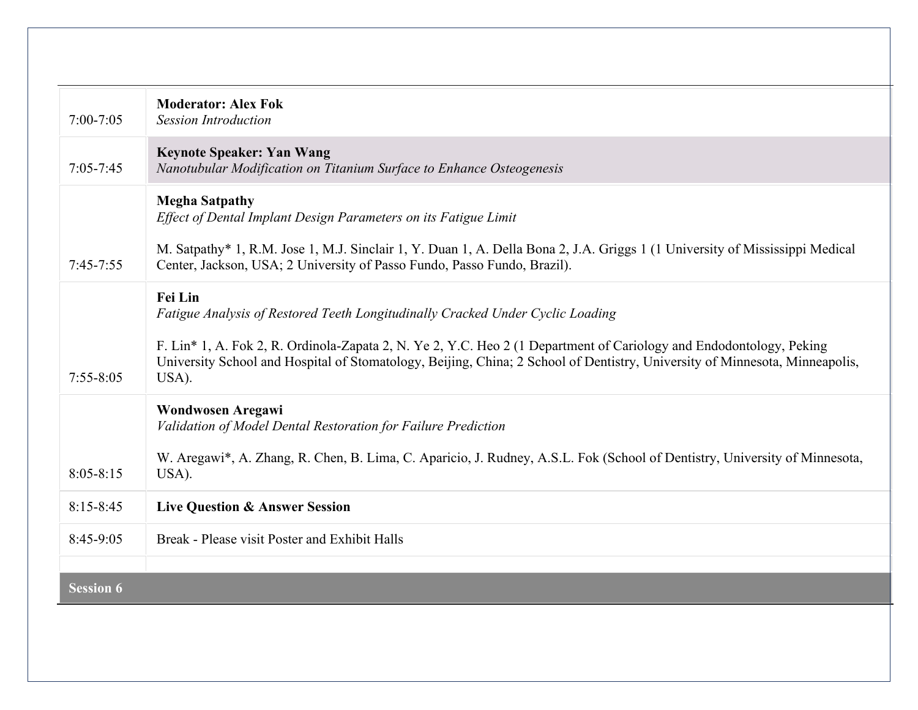| | |
|---|---|
| 7:00-7:05 | **Moderator: Alex Fok**<br>*Session Introduction* |
| 7:05-7:45 | **Keynote Speaker: Yan Wang**<br>*Nanotubular Modification on Titanium Surface to Enhance Osteogenesis* |
| 7:45-7:55 | **Megha Satpathy**<br>*Effect of Dental Implant Design Parameters on its Fatigue Limit*<br><br>M. Satpathy* 1, R.M. Jose 1, M.J. Sinclair 1, Y. Duan 1, A. Della Bona 2, J.A. Griggs 1 (1 University of Mississippi Medical Center, Jackson, USA; 2 University of Passo Fundo, Passo Fundo, Brazil). |
| 7:55-8:05 | **Fei Lin**<br>*Fatigue Analysis of Restored Teeth Longitudinally Cracked Under Cyclic Loading*<br><br>F. Lin* 1, A. Fok 2, R. Ordinola-Zapata 2, N. Ye 2, Y.C. Heo 2 (1 Department of Cariology and Endodontology, Peking University School and Hospital of Stomatology, Beijing, China; 2 School of Dentistry, University of Minnesota, Minneapolis, USA). |
| 8:05-8:15 | **Wondwosen Aregawi**<br>*Validation of Model Dental Restoration for Failure Prediction*<br><br>W. Aregawi*, A. Zhang, R. Chen, B. Lima, C. Aparicio, J. Rudney, A.S.L. Fok (School of Dentistry, University of Minnesota, USA). |
| 8:15-8:45 | **Live Question & Answer Session** |
| 8:45-9:05 | Break - Please visit Poster and Exhibit Halls |
| | |
| **Session 6** | |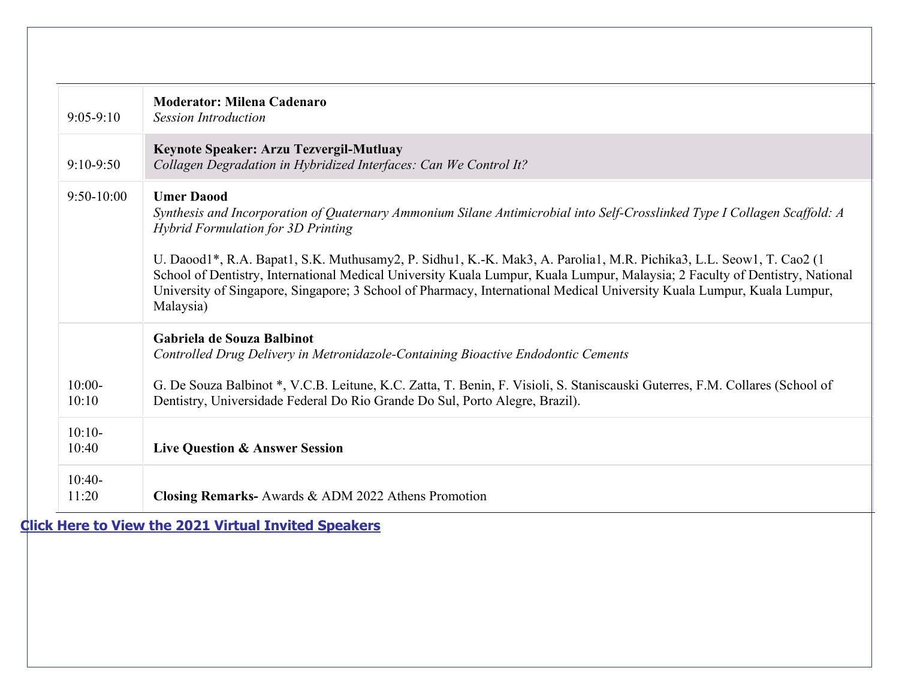| | |
|---|---|
| 9:05-9:10 | **Moderator: Milena Cadenaro**<br>*Session Introduction* |
| 9:10-9:50 | **Keynote Speaker: Arzu Tezvergil-Mutluay**<br>*Collagen Degradation in Hybridized Interfaces: Can We Control It?* |
| 9:50-10:00 | **Umer Daood**<br>*Synthesis and Incorporation of Quaternary Ammonium Silane Antimicrobial into Self-Crosslinked Type I Collagen Scaffold: A Hybrid Formulation for 3D Printing*<br><br>U. Daood1*, R.A. Bapat1, S.K. Muthusamy2, P. Sidhu1, K.-K. Mak3, A. Parolia1, M.R. Pichika3, L.L. Seow1, T. Cao2 (1 School of Dentistry, International Medical University Kuala Lumpur, Kuala Lumpur, Malaysia; 2 Faculty of Dentistry, National University of Singapore, Singapore; 3 School of Pharmacy, International Medical University Kuala Lumpur, Kuala Lumpur, Malaysia) |
| 10:00-10:10 | **Gabriela de Souza Balbinot**<br>*Controlled Drug Delivery in Metronidazole-Containing Bioactive Endodontic Cements*<br><br>G. De Souza Balbinot *, V.C.B. Leitune, K.C. Zatta, T. Benin, F. Visioli, S. Staniscauski Guterres, F.M. Collares (School of Dentistry, Universidade Federal Do Rio Grande Do Sul, Porto Alegre, Brazil). |
| 10:10-10:40 | **Live Question & Answer Session** |
| 10:40-11:20 | **Closing Remarks-** Awards & ADM 2022 Athens Promotion |

**Click Here to View the 2021 Virtual Invited Speakers**